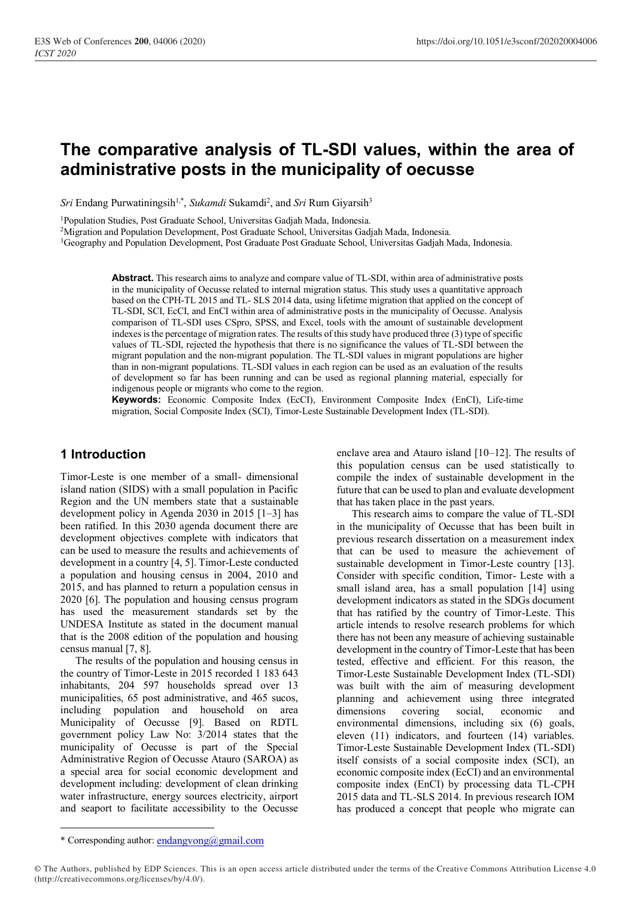# The comparative analysis of TL-SDI values, within the area of administrative posts in the municipality of oecusse

*Sri* Endang Purwatiningsih[1,*], *Sukamdi* Sukamdi[2], and *Sri* Rum Giyarsih[3]

[1]Population Studies, Post Graduate School, Universitas Gadjah Mada, Indonesia.

[2]Migration and Population Development, Post Graduate School, Universitas Gadjah Mada, Indonesia.

[3]Geography and Population Development, Post Graduate Post Graduate School, Universitas Gadjah Mada, Indonesia.

**Abstract.** This research aims to analyze and compare value of TL-SDI, within area of administrative posts in the municipality of Oecusse related to internal migration status. This study uses a quantitative approach based on the CPH-TL 2015 and TL- SLS 2014 data, using lifetime migration that applied on the concept of TL-SDI, SCI, EcCI, and EnCI within area of administrative posts in the municipality of Oecusse. Analysis comparison of TL-SDI uses CSpro, SPSS, and Excel, tools with the amount of sustainable development indexes is the percentage of migration rates. The results of this study have produced three (3) type of specific values of TL-SDI, rejected the hypothesis that there is no significance the values of TL-SDI between the migrant population and the non-migrant population. The TL-SDI values in migrant populations are higher than in non-migrant populations. TL-SDI values in each region can be used as an evaluation of the results of development so far has been running and can be used as regional planning material, especially for indigenous people or migrants who come to the region.

**Keywords:** Economic Composite Index (EcCI), Environment Composite Index (EnCI), Life-time migration, Social Composite Index (SCI), Timor-Leste Sustainable Development Index (TL-SDI).

## 1 Introduction

Timor-Leste is one member of a small- dimensional island nation (SIDS) with a small population in Pacific Region and the UN members state that a sustainable development policy in Agenda 2030 in 2015 [1–3] has been ratified. In this 2030 agenda document there are development objectives complete with indicators that can be used to measure the results and achievements of development in a country [4, 5]. Timor-Leste conducted a population and housing census in 2004, 2010 and 2015, and has planned to return a population census in 2020 [6]. The population and housing census program has used the measurement standards set by the UNDESA Institute as stated in the document manual that is the 2008 edition of the population and housing census manual [7, 8].

The results of the population and housing census in the country of Timor-Leste in 2015 recorded 1 183 643 inhabitants, 204 597 households spread over 13 municipalities, 65 post administrative, and 465 sucos, including population and household on area Municipality of Oecusse [9]. Based on RDTL government policy Law No: 3/2014 states that the municipality of Oecusse is part of the Special Administrative Region of Oecusse Atauro (SAROA) as a special area for social economic development and development including: development of clean drinking water infrastructure, energy sources electricity, airport and seaport to facilitate accessibility to the Oecusse enclave area and Atauro island [10–12]. The results of this population census can be used statistically to compile the index of sustainable development in the future that can be used to plan and evaluate development that has taken place in the past years.

This research aims to compare the value of TL-SDI in the municipality of Oecusse that has been built in previous research dissertation on a measurement index that can be used to measure the achievement of sustainable development in Timor-Leste country [13]. Consider with specific condition, Timor- Leste with a small island area, has a small population [14] using development indicators as stated in the SDGs document that has ratified by the country of Timor-Leste. This article intends to resolve research problems for which there has not been any measure of achieving sustainable development in the country of Timor-Leste that has been tested, effective and efficient. For this reason, the Timor-Leste Sustainable Development Index (TL-SDI) was built with the aim of measuring development planning and achievement using three integrated dimensions covering social, economic and environmental dimensions, including six (6) goals, eleven (11) indicators, and fourteen (14) variables. Timor-Leste Sustainable Development Index (TL-SDI) itself consists of a social composite index (SCI), an economic composite index (EcCI) and an environmental composite index (EnCI) by processing data TL-CPH 2015 data and TL-SLS 2014. In previous research IOM has produced a concept that people who migrate can

\* Corresponding author: endangvong@gmail.com

© The Authors, published by EDP Sciences. This is an open access article distributed under the terms of the Creative Commons Attribution License 4.0 (http://creativecommons.org/licenses/by/4.0/).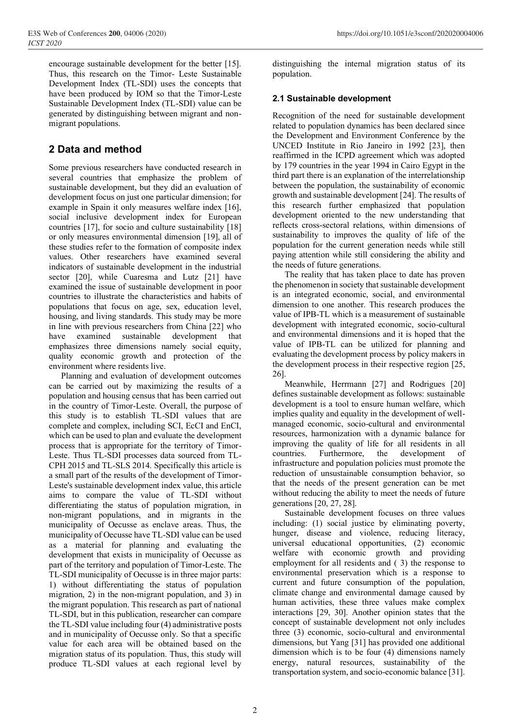encourage sustainable development for the better [15]. Thus, this research on the Timor- Leste Sustainable Development Index (TL-SDI) uses the concepts that have been produced by IOM so that the Timor-Leste Sustainable Development Index (TL-SDI) value can be generated by distinguishing between migrant and non-migrant populations.

## 2 Data and method

Some previous researchers have conducted research in several countries that emphasize the problem of sustainable development, but they did an evaluation of development focus on just one particular dimension; for example in Spain it only measures welfare index [16], social inclusive development index for European countries [17], for socio and culture sustainability [18] or only measures environmental dimension [19], all of these studies refer to the formation of composite index values. Other researchers have examined several indicators of sustainable development in the industrial sector [20], while Cuaresma and Lutz [21] have examined the issue of sustainable development in poor countries to illustrate the characteristics and habits of populations that focus on age, sex, education level, housing, and living standards. This study may be more in line with previous researchers from China [22] who have examined sustainable development that emphasizes three dimensions namely social equity, quality economic growth and protection of the environment where residents live.

Planning and evaluation of development outcomes can be carried out by maximizing the results of a population and housing census that has been carried out in the country of Timor-Leste. Overall, the purpose of this study is to establish TL-SDI values that are complete and complex, including SCI, EcCI and EnCI, which can be used to plan and evaluate the development process that is appropriate for the territory of Timor-Leste. Thus TL-SDI processes data sourced from TL-CPH 2015 and TL-SLS 2014. Specifically this article is a small part of the results of the development of Timor-Leste's sustainable development index value, this article aims to compare the value of TL-SDI without differentiating the status of population migration, in non-migrant populations, and in migrants in the municipality of Oecusse as enclave areas. Thus, the municipality of Oecusse have TL-SDI value can be used as a material for planning and evaluating the development that exists in municipality of Oecusse as part of the territory and population of Timor-Leste. The TL-SDI municipality of Oecusse is in three major parts: 1) without differentiating the status of population migration, 2) in the non-migrant population, and 3) in the migrant population. This research as part of national TL-SDI, but in this publication, researcher can compare the TL-SDI value including four (4) administrative posts and in municipality of Oecusse only. So that a specific value for each area will be obtained based on the migration status of its population. Thus, this study will produce TL-SDI values at each regional level by distinguishing the internal migration status of its population.

### 2.1 Sustainable development

Recognition of the need for sustainable development related to population dynamics has been declared since the Development and Environment Conference by the UNCED Institute in Rio Janeiro in 1992 [23], then reaffirmed in the ICPD agreement which was adopted by 179 countries in the year 1994 in Cairo Egypt in the third part there is an explanation of the interrelationship between the population, the sustainability of economic growth and sustainable development [24]. The results of this research further emphasized that population development oriented to the new understanding that reflects cross-sectoral relations, within dimensions of sustainability to improves the quality of life of the population for the current generation needs while still paying attention while still considering the ability and the needs of future generations.

The reality that has taken place to date has proven the phenomenon in society that sustainable development is an integrated economic, social, and environmental dimension to one another. This research produces the value of IPB-TL which is a measurement of sustainable development with integrated economic, socio-cultural and environmental dimensions and it is hoped that the value of IPB-TL can be utilized for planning and evaluating the development process by policy makers in the development process in their respective region [25, 26].

Meanwhile, Herrmann [27] and Rodrigues [20] defines sustainable development as follows: sustainable development is a tool to ensure human welfare, which implies quality and equality in the development of well-managed economic, socio-cultural and environmental resources, harmonization with a dynamic balance for improving the quality of life for all residents in all countries. Furthermore, the development of infrastructure and population policies must promote the reduction of unsustainable consumption behavior, so that the needs of the present generation can be met without reducing the ability to meet the needs of future generations [20, 27, 28].

Sustainable development focuses on three values including: (1) social justice by eliminating poverty, hunger, disease and violence, reducing literacy, universal educational opportunities, (2) economic welfare with economic growth and providing employment for all residents and ( 3) the response to environmental preservation which is a response to current and future consumption of the population, climate change and environmental damage caused by human activities, these three values make complex interactions [29, 30]. Another opinion states that the concept of sustainable development not only includes three (3) economic, socio-cultural and environmental dimensions, but Yang [31] has provided one additional dimension which is to be four (4) dimensions namely energy, natural resources, sustainability of the transportation system, and socio-economic balance [31].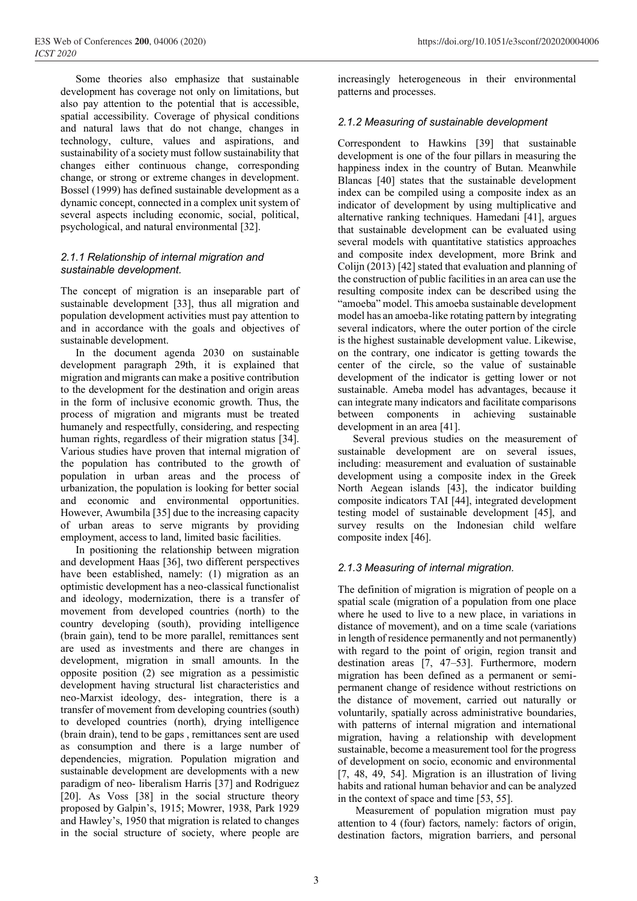Some theories also emphasize that sustainable development has coverage not only on limitations, but also pay attention to the potential that is accessible, spatial accessibility. Coverage of physical conditions and natural laws that do not change, changes in technology, culture, values and aspirations, and sustainability of a society must follow sustainability that changes either continuous change, corresponding change, or strong or extreme changes in development. Bossel (1999) has defined sustainable development as a dynamic concept, connected in a complex unit system of several aspects including economic, social, political, psychological, and natural environmental [32].

#### *2.1.1 Relationship of internal migration and sustainable development.*

The concept of migration is an inseparable part of sustainable development [33], thus all migration and population development activities must pay attention to and in accordance with the goals and objectives of sustainable development.

In the document agenda 2030 on sustainable development paragraph 29th, it is explained that migration and migrants can make a positive contribution to the development for the destination and origin areas in the form of inclusive economic growth. Thus, the process of migration and migrants must be treated humanely and respectfully, considering, and respecting human rights, regardless of their migration status [34]. Various studies have proven that internal migration of the population has contributed to the growth of population in urban areas and the process of urbanization, the population is looking for better social and economic and environmental opportunities. However, Awumbila [35] due to the increasing capacity of urban areas to serve migrants by providing employment, access to land, limited basic facilities.

In positioning the relationship between migration and development Haas [36], two different perspectives have been established, namely: (1) migration as an optimistic development has a neo-classical functionalist and ideology, modernization, there is a transfer of movement from developed countries (north) to the country developing (south), providing intelligence (brain gain), tend to be more parallel, remittances sent are used as investments and there are changes in development, migration in small amounts. In the opposite position (2) see migration as a pessimistic development having structural list characteristics and neo-Marxist ideology, des- integration, there is a transfer of movement from developing countries (south) to developed countries (north), drying intelligence (brain drain), tend to be gaps , remittances sent are used as consumption and there is a large number of dependencies, migration. Population migration and sustainable development are developments with a new paradigm of neo- liberalism Harris [37] and Rodriguez [20]. As Voss [38] in the social structure theory proposed by Galpin's, 1915; Mowrer, 1938, Park 1929 and Hawley's, 1950 that migration is related to changes in the social structure of society, where people are increasingly heterogeneous in their environmental patterns and processes.

#### *2.1.2 Measuring of sustainable development*

Correspondent to Hawkins [39] that sustainable development is one of the four pillars in measuring the happiness index in the country of Butan. Meanwhile Blancas [40] states that the sustainable development index can be compiled using a composite index as an indicator of development by using multiplicative and alternative ranking techniques. Hamedani [41], argues that sustainable development can be evaluated using several models with quantitative statistics approaches and composite index development, more Brink and Colijn (2013) [42] stated that evaluation and planning of the construction of public facilities in an area can use the resulting composite index can be described using the "amoeba" model. This amoeba sustainable development model has an amoeba-like rotating pattern by integrating several indicators, where the outer portion of the circle is the highest sustainable development value. Likewise, on the contrary, one indicator is getting towards the center of the circle, so the value of sustainable development of the indicator is getting lower or not sustainable. Ameba model has advantages, because it can integrate many indicators and facilitate comparisons between components in achieving sustainable development in an area [41].

Several previous studies on the measurement of sustainable development are on several issues, including: measurement and evaluation of sustainable development using a composite index in the Greek North Aegean islands [43], the indicator building composite indicators TAI [44], integrated development testing model of sustainable development [45], and survey results on the Indonesian child welfare composite index [46].

#### *2.1.3 Measuring of internal migration.*

The definition of migration is migration of people on a spatial scale (migration of a population from one place where he used to live to a new place, in variations in distance of movement), and on a time scale (variations in length of residence permanently and not permanently) with regard to the point of origin, region transit and destination areas [7, 47–53]. Furthermore, modern migration has been defined as a permanent or semi-permanent change of residence without restrictions on the distance of movement, carried out naturally or voluntarily, spatially across administrative boundaries, with patterns of internal migration and international migration, having a relationship with development sustainable, become a measurement tool for the progress of development on socio, economic and environmental [7, 48, 49, 54]. Migration is an illustration of living habits and rational human behavior and can be analyzed in the context of space and time [53, 55].

Measurement of population migration must pay attention to 4 (four) factors, namely: factors of origin, destination factors, migration barriers, and personal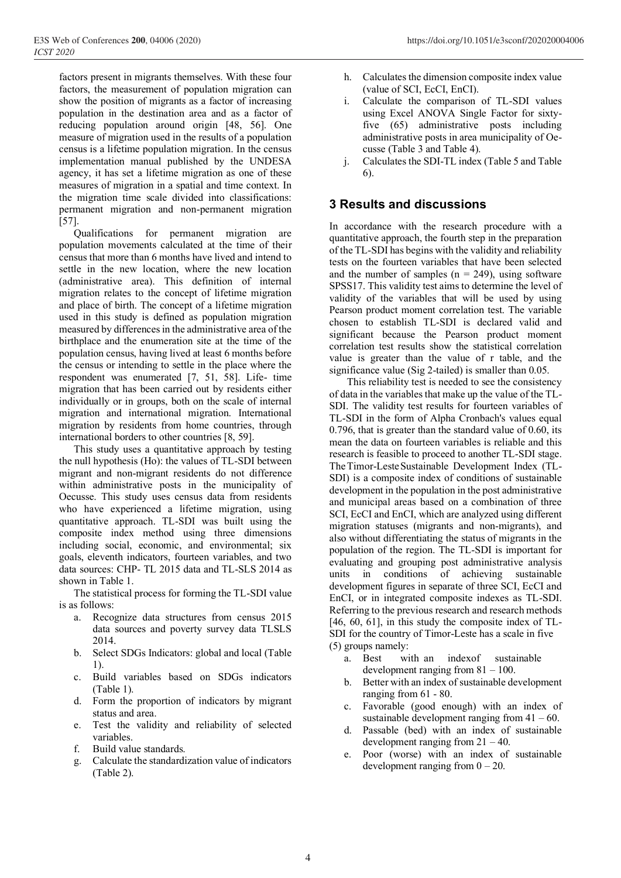factors present in migrants themselves. With these four factors, the measurement of population migration can show the position of migrants as a factor of increasing population in the destination area and as a factor of reducing population around origin [48, 56]. One measure of migration used in the results of a population census is a lifetime population migration. In the census implementation manual published by the UNDESA agency, it has set a lifetime migration as one of these measures of migration in a spatial and time context. In the migration time scale divided into classifications: permanent migration and non-permanent migration [57].

Qualifications for permanent migration are population movements calculated at the time of their census that more than 6 months have lived and intend to settle in the new location, where the new location (administrative area). This definition of internal migration relates to the concept of lifetime migration and place of birth. The concept of a lifetime migration used in this study is defined as population migration measured by differences in the administrative area of the birthplace and the enumeration site at the time of the population census, having lived at least 6 months before the census or intending to settle in the place where the respondent was enumerated [7, 51, 58]. Life- time migration that has been carried out by residents either individually or in groups, both on the scale of internal migration and international migration. International migration by residents from home countries, through international borders to other countries [8, 59].

This study uses a quantitative approach by testing the null hypothesis (Ho): the values of TL-SDI between migrant and non-migrant residents do not difference within administrative posts in the municipality of Oecusse. This study uses census data from residents who have experienced a lifetime migration, using quantitative approach. TL-SDI was built using the composite index method using three dimensions including social, economic, and environmental; six goals, eleventh indicators, fourteen variables, and two data sources: CHP- TL 2015 data and TL-SLS 2014 as shown in Table 1.

The statistical process for forming the TL-SDI value is as follows:

a. Recognize data structures from census 2015 data sources and poverty survey data TLSLS 2014.
b. Select SDGs Indicators: global and local (Table 1).
c. Build variables based on SDGs indicators (Table 1).
d. Form the proportion of indicators by migrant status and area.
e. Test the validity and reliability of selected variables.
f. Build value standards.
g. Calculate the standardization value of indicators (Table 2).
h. Calculates the dimension composite index value (value of SCI, EcCI, EnCI).
i. Calculate the comparison of TL-SDI values using Excel ANOVA Single Factor for sixty-five (65) administrative posts including administrative posts in area municipality of Oe-cusse (Table 3 and Table 4).
j. Calculates the SDI-TL index (Table 5 and Table 6).

## 3 Results and discussions

In accordance with the research procedure with a quantitative approach, the fourth step in the preparation of the TL-SDI has begins with the validity and reliability tests on the fourteen variables that have been selected and the number of samples (n = 249), using software SPSS17. This validity test aims to determine the level of validity of the variables that will be used by using Pearson product moment correlation test. The variable chosen to establish TL-SDI is declared valid and significant because the Pearson product moment correlation test results show the statistical correlation value is greater than the value of r table, and the significance value (Sig 2-tailed) is smaller than 0.05.

This reliability test is needed to see the consistency of data in the variables that make up the value of the TL-SDI. The validity test results for fourteen variables of TL-SDI in the form of Alpha Cronbach's values equal 0.796, that is greater than the standard value of 0.60, its mean the data on fourteen variables is reliable and this research is feasible to proceed to another TL-SDI stage. The Timor-Leste Sustainable Development Index (TL-SDI) is a composite index of conditions of sustainable development in the population in the post administrative and municipal areas based on a combination of three SCI, EcCI and EnCI, which are analyzed using different migration statuses (migrants and non-migrants), and also without differentiating the status of migrants in the population of the region. The TL-SDI is important for evaluating and grouping post administrative analysis units in conditions of achieving sustainable development figures in separate of three SCI, EcCI and EnCI, or in integrated composite indexes as TL-SDI. Referring to the previous research and research methods [46, 60, 61], in this study the composite index of TL-SDI for the country of Timor-Leste has a scale in five (5) groups namely:

a. Best with an indexof sustainable development ranging from 81 – 100.
b. Better with an index of sustainable development ranging from 61 - 80.
c. Favorable (good enough) with an index of sustainable development ranging from 41 – 60.
d. Passable (bed) with an index of sustainable development ranging from 21 – 40.
e. Poor (worse) with an index of sustainable development ranging from 0 – 20.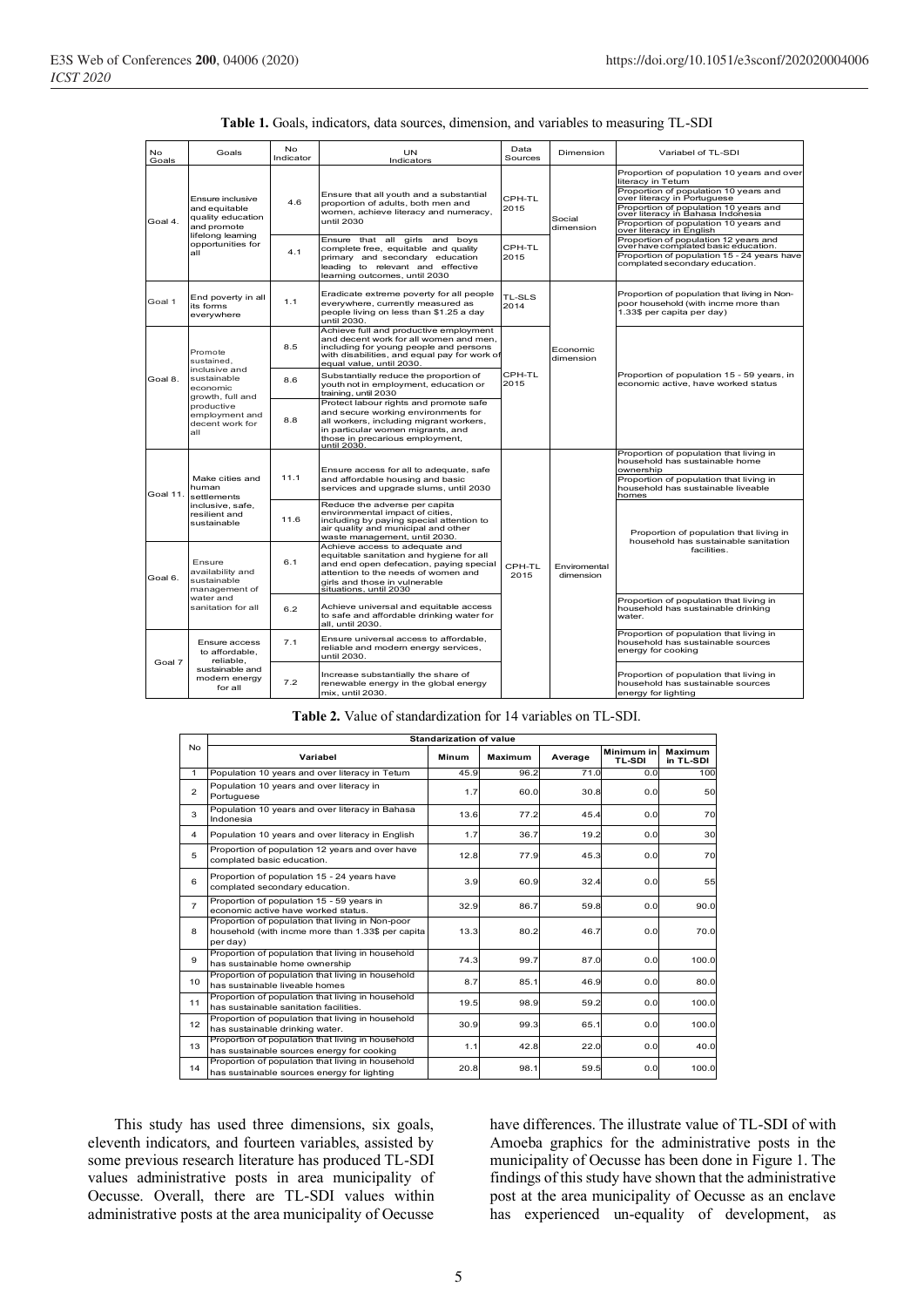**Table 1.** Goals, indicators, data sources, dimension, and variables to measuring TL-SDI

| No Goals | Goals | No Indicator | UN Indicators | Data Sources | Dimension | Variabel of TL-SDI |
|---|---|---|---|---|---|---|
| Goal 4. | Ensure inclusive and equitable quality education and promote lifelong learning opportunities for all | 4.6 | Ensure that all youth and a substantial proportion of adults, both men and women, achieve literacy and numeracy, until 2030 | CPH-TL 2015 | Social dimension | Proportion of population 10 years and over literacy in Tetum |
| | | | | | | Proportion of population 10 years and over literacy in Portuguese |
| | | | | | | Proportion of population 10 years and over literacy in Bahasa Indonesia |
| | | | | | | Proportion of population 10 years and over literacy in English |
| | | 4.1 | Ensure that all girls and boys complete free, equitable and quality primary and secondary education leading to relevant and effective learning outcomes, until 2030 | CPH-TL 2015 | | Proportion of population 12 years and over have complated basic education. |
| | | | | | | Proportion of population 15 - 24 years have complated secondary education. |
| Goal 1 | End poverty in all its forms everywhere | 1.1 | Eradicate extreme poverty for all people everywhere, currently measured as people living on less than $1.25 a day until 2030. | TL-SLS 2014 | Economic dimension | Proportion of population that living in Non-poor household (with incme more than 1.33$ per capita per day) |
| Goal 8. | Promote sustained, inclusive and sustainable economic growth, full and productive employment and decent work for all | 8.5 | Achieve full and productive employment and decent work for all women and men, including for young people and persons with disabilities, and equal pay for work of equal value, until 2030. | CPH-TL 2015 | | Proportion of population 15 - 59 years, in economic active, have worked status |
| | | 8.6 | Substantially reduce the proportion of youth not in employment, education or training, until 2030 | | | |
| | | 8.8 | Protect labour rights and promote safe and secure working environments for all workers, including migrant workers, in particular women migrants, and those in precarious employment, until 2030. | | | |
| Goal 11. | Make cities and human settlements inclusive, safe, resilient and sustainable | 11.1 | Ensure access for all to adequate, safe and affordable housing and basic services and upgrade slums, until 2030 | CPH-TL 2015 | Enviromental dimension | Proportion of population that living in household has sustainable home ownership |
| | | | | | | Proportion of population that living in household has sustainable liveable homes |
| | | 11.6 | Reduce the adverse per capita environmental impact of cities, including by paying special attention to air quality and municipal and other waste management, until 2030. | | | Proportion of population that living in household has sustainable sanitation facilities. |
| Goal 6. | Ensure availability and sustainable management of water and sanitation for all | 6.1 | Achieve access to adequate and equitable sanitation and hygiene for all and end open defecation, paying special attention to the needs of women and girls and those in vulnerable situations, until 2030 | | | |
| | | 6.2 | Achieve universal and equitable access to safe and affordable drinking water for all, until 2030. | | | Proportion of population that living in household has sustainable drinking water. |
| Goal 7 | Ensure access to affordable, reliable, sustainable and modern energy for all | 7.1 | Ensure universal access to affordable, reliable and modern energy services, until 2030. | | | Proportion of population that living in household has sustainable sources energy for cooking |
| | | 7.2 | Increase substantially the share of renewable energy in the global energy mix, until 2030. | | | Proportion of population that living in household has sustainable sources energy for lighting |

**Table 2.** Value of standardization for 14 variables on TL-SDI.

| No | Standarization of value | | | | | |
|---|---|---|---|---|---|---|
| | Variabel | Minum | Maximum | Average | Minimum in TL-SDI | Maximum in TL-SDI |
| 1 | Population 10 years and over literacy in Tetum | 45.9 | 96.2 | 71.0 | 0.0 | 100 |
| 2 | Population 10 years and over literacy in Portuguese | 1.7 | 60.0 | 30.8 | 0.0 | 50 |
| 3 | Population 10 years and over literacy in Bahasa Indonesia | 13.6 | 77.2 | 45.4 | 0.0 | 70 |
| 4 | Population 10 years and over literacy in English | 1.7 | 36.7 | 19.2 | 0.0 | 30 |
| 5 | Proportion of population 12 years and over have complated basic education. | 12.8 | 77.9 | 45.3 | 0.0 | 70 |
| 6 | Proportion of population 15 - 24 years have complated secondary education. | 3.9 | 60.9 | 32.4 | 0.0 | 55 |
| 7 | Proportion of population 15 - 59 years in economic active have worked status. | 32.9 | 86.7 | 59.8 | 0.0 | 90.0 |
| 8 | Proportion of population that living in Non-poor household (with incme more than 1.33$ per capita per day) | 13.3 | 80.2 | 46.7 | 0.0 | 70.0 |
| 9 | Proportion of population that living in household has sustainable home ownership | 74.3 | 99.7 | 87.0 | 0.0 | 100.0 |
| 10 | Proportion of population that living in household has sustainable liveable homes | 8.7 | 85.1 | 46.9 | 0.0 | 80.0 |
| 11 | Proportion of population that living in household has sustainable sanitation facilities. | 19.5 | 98.9 | 59.2 | 0.0 | 100.0 |
| 12 | Proportion of population that living in household has sustainable drinking water. | 30.9 | 99.3 | 65.1 | 0.0 | 100.0 |
| 13 | Proportion of population that living in household has sustainable sources energy for cooking | 1.1 | 42.8 | 22.0 | 0.0 | 40.0 |
| 14 | Proportion of population that living in household has sustainable sources energy for lighting | 20.8 | 98.1 | 59.5 | 0.0 | 100.0 |

This study has used three dimensions, six goals, eleventh indicators, and fourteen variables, assisted by some previous research literature has produced TL-SDI values administrative posts in area municipality of Oecusse. Overall, there are TL-SDI values within administrative posts at the area municipality of Oecusse have differences. The illustrate value of TL-SDI of with Amoeba graphics for the administrative posts in the municipality of Oecusse has been done in Figure 1. The findings of this study have shown that the administrative post at the area municipality of Oecusse as an enclave has experienced un-equality of development, as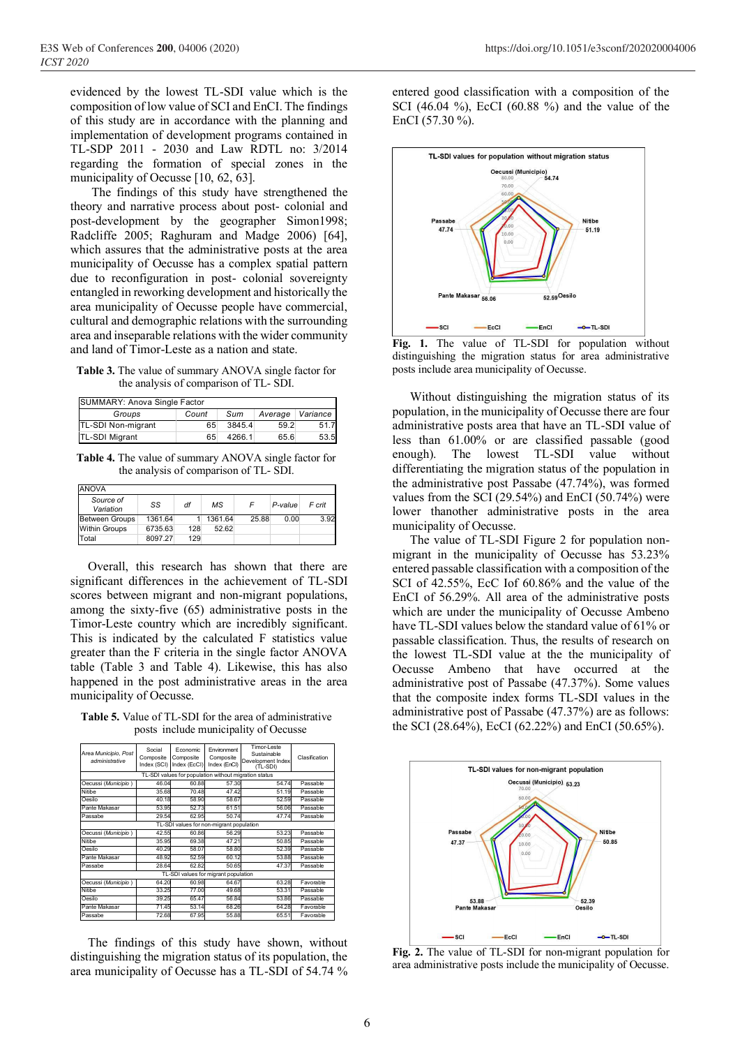evidenced by the lowest TL-SDI value which is the composition of low value of SCI and EnCI. The findings of this study are in accordance with the planning and implementation of development programs contained in TL-SDP 2011 - 2030 and Law RDTL no: 3/2014 regarding the formation of special zones in the municipality of Oecusse [10, 62, 63].

The findings of this study have strengthened the theory and narrative process about post- colonial and post-development by the geographer Simon1998; Radcliffe 2005; Raghuram and Madge 2006) [64], which assures that the administrative posts at the area municipality of Oecusse has a complex spatial pattern due to reconfiguration in post- colonial sovereignty entangled in reworking development and historically the area municipality of Oecusse people have commercial, cultural and demographic relations with the surrounding area and inseparable relations with the wider community and land of Timor-Leste as a nation and state.

**Table 3.** The value of summary ANOVA single factor for the analysis of comparison of TL- SDI.

| SUMMARY: Anova Single Factor | | | | |
|---|---|---|---|---|
| Groups | Count | Sum | Average | Variance |
| TL-SDI Non-migrant | 65 | 3845.4 | 59.2 | 51.7 |
| TL-SDI Migrant | 65 | 4266.1 | 65.6 | 53.5 |

**Table 4.** The value of summary ANOVA single factor for the analysis of comparison of TL- SDI.

| ANOVA | | | | | | |
|---|---|---|---|---|---|---|
| Source of Variation | SS | df | MS | F | P-value | F crit |
| Between Groups | 1361.64 | 1 | 1361.64 | 25.88 | 0.00 | 3.92 |
| Within Groups | 6735.63 | 128 | 52.62 | | | |
| Total | 8097.27 | 129 | | | | |

Overall, this research has shown that there are significant differences in the achievement of TL-SDI scores between migrant and non-migrant populations, among the sixty-five (65) administrative posts in the Timor-Leste country which are incredibly significant. This is indicated by the calculated F statistics value greater than the F criteria in the single factor ANOVA table (Table 3 and Table 4). Likewise, this has also happened in the post administrative areas in the area municipality of Oecusse.

**Table 5.** Value of TL-SDI for the area of administrative posts include municipality of Oecusse

| Area Municipio, Post administrative | Social Composite Index (SCI) | Economic Composite Index (EcCI) | Environment Composite Index (EnCI) | Timor-Leste Sustainable Development Index (TL-SDI) | Clasification |
|---|---|---|---|---|---|
| TL-SDI values for population without migration status | | | | | |
| Oecussi (*Municipio*) | 46.04 | 60.88 | 57.30 | 54.74 | Passable |
| Nitibe | 35.68 | 70.48 | 47.42 | 51.19 | Passable |
| Oesilo | 40.18 | 58.90 | 58.67 | 52.59 | Passable |
| Pante Makasar | 53.95 | 52.73 | 61.51 | 56.06 | Passable |
| Passabe | 29.54 | 62.95 | 50.74 | 47.74 | Passable |
| TL-SDI values for non-migrant population | | | | | |
| Oecussi (*Municipio*) | 42.55 | 60.86 | 56.29 | 53.23 | Passable |
| Nitibe | 35.95 | 69.38 | 47.21 | 50.85 | Passable |
| Oesilo | 40.29 | 58.07 | 58.80 | 52.39 | Passable |
| Pante Makasar | 48.92 | 52.59 | 60.12 | 53.88 | Passable |
| Passabe | 28.64 | 62.62 | 50.65 | 47.37 | Passable |
| TL-SDI values for migrant population | | | | | |
| Oecussi (*Municipio*) | 64.20 | 60.98 | 64.67 | 63.28 | Favorable |
| Nitibe | 33.25 | 77.00 | 49.68 | 53.31 | Passable |
| Oesilo | 39.25 | 65.47 | 56.84 | 53.86 | Passable |
| Pante Makasar | 71.45 | 53.14 | 68.26 | 64.28 | Favorable |
| Passabe | 72.68 | 67.95 | 55.88 | 65.51 | Favorable |

The findings of this study have shown, without distinguishing the migration status of its population, the area municipality of Oecusse has a TL-SDI of 54.74 % entered good classification with a composition of the SCI (46.04 %), EcCI (60.88 %) and the value of the EnCI (57.30 %).

**Fig. 1.** The value of TL-SDI for population without distinguishing the migration status for area administrative posts include area municipality of Oecusse.

Without distinguishing the migration status of its population, in the municipality of Oecusse there are four administrative posts area that have an TL-SDI value of less than 61.00% or are classified passable (good enough). The lowest TL-SDI value without differentiating the migration status of the population in the administrative post Passabe (47.74%), was formed values from the SCI (29.54%) and EnCI (50.74%) were lower thanother administrative posts in the area municipality of Oecusse.

The value of TL-SDI Figure 2 for population non-migrant in the municipality of Oecusse has 53.23% entered passable classification with a composition of the SCI of 42.55%, EcC Iof 60.86% and the value of the EnCI of 56.29%. All area of the administrative posts which are under the municipality of Oecusse Ambeno have TL-SDI values below the standard value of 61% or passable classification. Thus, the results of research on the lowest TL-SDI value at the the municipality of Oecusse Ambeno that have occurred at the administrative post of Passabe (47.37%). Some values that the composite index forms TL-SDI values in the administrative post of Passabe (47.37%) are as follows: the SCI (28.64%), EcCI (62.22%) and EnCI (50.65%).

**Fig. 2.** The value of TL-SDI for non-migrant population for area administrative posts include the municipality of Oecusse.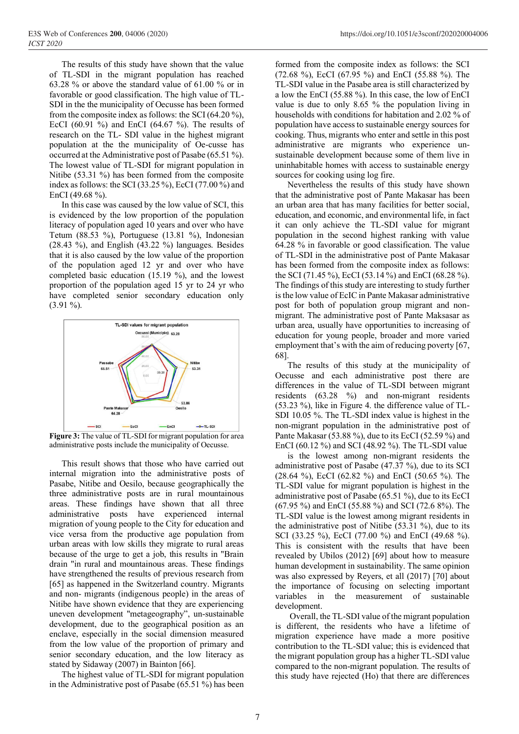The results of this study have shown that the value of TL-SDI in the migrant population has reached 63.28 % or above the standard value of 61.00 % or in favorable or good classification. The high value of TL-SDI in the the municipality of Oecusse has been formed from the composite index as follows: the SCI (64.20 %), EcCI (60.91 %) and EnCI (64.67 %). The results of research on the TL- SDI value in the highest migrant population at the the municipality of Oe-cusse has occurred at the Administrative post of Pasabe (65.51 %). The lowest value of TL-SDI for migrant population in Nitibe (53.31 %) has been formed from the composite index as follows: the SCI (33.25 %), EcCI (77.00 %) and EnCI (49.68 %).

In this case was caused by the low value of SCI, this is evidenced by the low proportion of the population literacy of population aged 10 years and over who have Tetum (88.53 %), Portuguese (13.81 %), Indonesian (28.43 %), and English (43.22 %) languages. Besides that it is also caused by the low value of the proportion of the population aged 12 yr and over who have completed basic education (15.19 %), and the lowest proportion of the population aged 15 yr to 24 yr who have completed senior secondary education only (3.91 %).

**Figure 3:** The value of TL-SDI for migrant population for area administrative posts include the municipality of Oecusse.

This result shows that those who have carried out internal migration into the administrative posts of Pasabe, Nitibe and Oesilo, because geographically the three administrative posts are in rural mountainous areas. These findings have shown that all three administrative posts have experienced internal migration of young people to the City for education and vice versa from the productive age population from urban areas with low skills they migrate to rural areas because of the urge to get a job, this results in "Brain drain "in rural and mountainous areas. These findings have strengthened the results of previous research from [65] as happened in the Switzerland country. Migrants and non- migrants (indigenous people) in the areas of Nitibe have shown evidence that they are experiencing uneven development "metageography", un-sustainable development, due to the geographical position as an enclave, especially in the social dimension measured from the low value of the proportion of primary and senior secondary education, and the low literacy as stated by Sidaway (2007) in Bainton [66].

The highest value of TL-SDI for migrant population in the Administrative post of Pasabe (65.51 %) has been formed from the composite index as follows: the SCI (72.68 %), EcCI (67.95 %) and EnCI (55.88 %). The TL-SDI value in the Pasabe area is still characterized by a low the EnCI (55.88 %). In this case, the low of EnCI value is due to only 8.65 % the population living in households with conditions for habitation and 2.02 % of population have access to sustainable energy sources for cooking. Thus, migrants who enter and settle in this post administrative are migrants who experience un-sustainable development because some of them live in uninhabitable homes with access to sustainable energy sources for cooking using log fire.

Nevertheless the results of this study have shown that the administrative post of Pante Makasar has been an urban area that has many facilities for better social, education, and economic, and environmental life, in fact it can only achieve the TL-SDI value for migrant population in the second highest ranking with value 64.28 % in favorable or good classification. The value of TL-SDI in the administrative post of Pante Makasar has been formed from the composite index as follows: the SCI (71.45 %), EcCI (53.14 %) and EnCI (68.28 %). The findings of this study are interesting to study further is the low value of EcIC in Pante Makasar administrative post for both of population group migrant and non-migrant. The administrative post of Pante Maksasar as urban area, usually have opportunities to increasing of education for young people, broader and more varied employment that's with the aim of reducing poverty [67, 68].

The results of this study at the municipality of Oecusse and each administrative post there are differences in the value of TL-SDI between migrant residents (63.28 %) and non-migrant residents (53.23 %), like in Figure 4. the difference value of TL-SDI 10.05 %. The TL-SDI index value is highest in the non-migrant population in the administrative post of Pante Makasar (53.88 %), due to its EcCI (52.59 %) and EnCI (60.12 %) and SCI (48.92 %). The TL-SDI value is the lowest among non-migrant residents the administrative post of Pasabe (47.37 %), due to its SCI (28.64 %), EcCI (62.82 %) and EnCI (50.65 %). The TL-SDI value for migrant population is highest in the administrative post of Pasabe (65.51 %), due to its EcCI (67.95 %) and EnCI (55.88 %) and SCI (72.6 8%). The TL-SDI value is the lowest among migrant residents in the administrative post of Nitibe (53.31 %), due to its SCI (33.25 %), EcCI (77.00 %) and EnCI (49.68 %). This is consistent with the results that have been revealed by Ubilos (2012) [69] about how to measure human development in sustainability. The same opinion was also expressed by Reyers, et all (2017) [70] about the importance of focusing on selecting important variables in the measurement of sustainable development.

Overall, the TL-SDI value of the migrant population is different, the residents who have a lifetime of migration experience have made a more positive contribution to the TL-SDI value; this is evidenced that the migrant population group has a higher TL-SDI value compared to the non-migrant population. The results of this study have rejected (Ho) that there are differences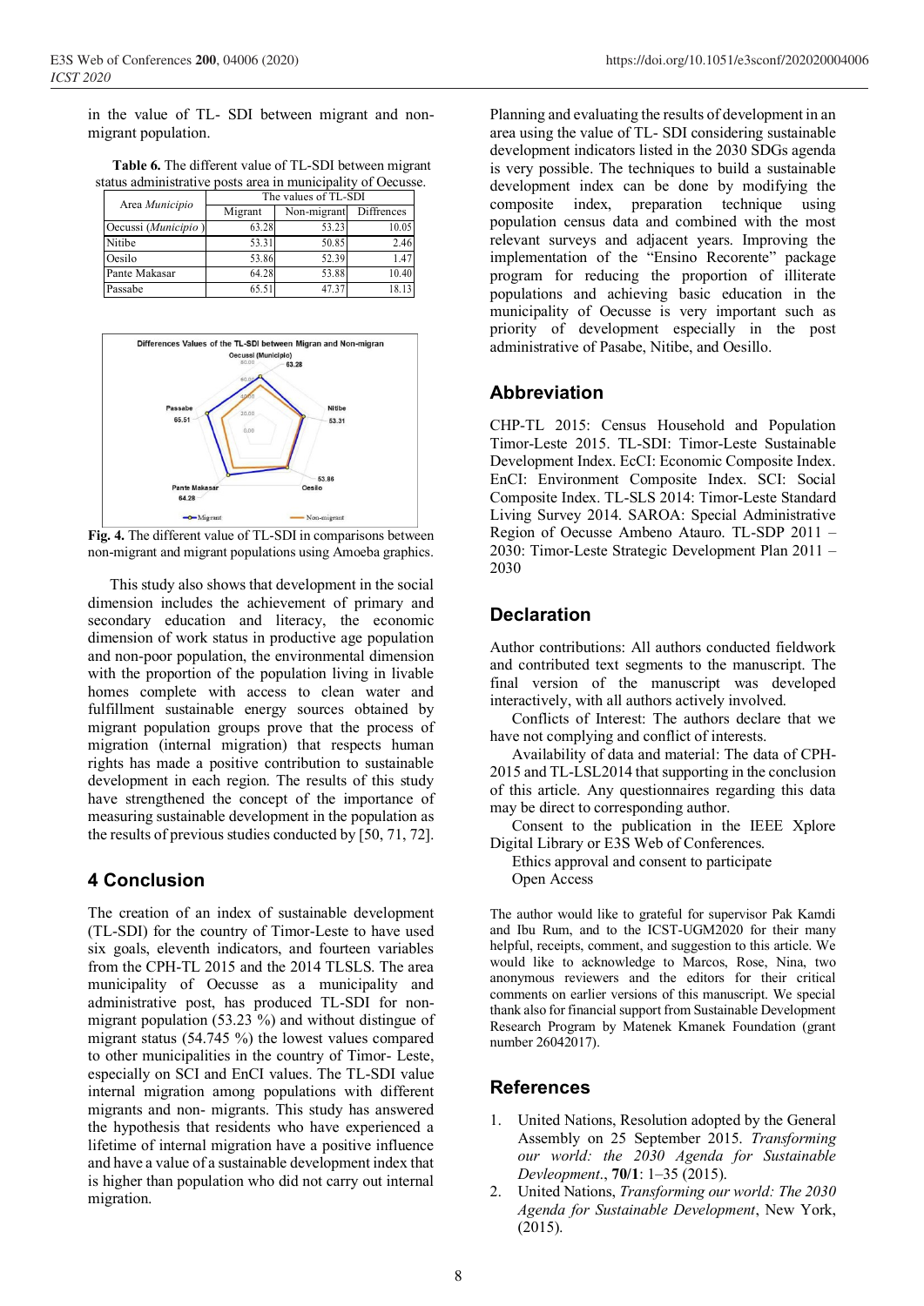in the value of TL- SDI between migrant and non-migrant population.

**Table 6.** The different value of TL-SDI between migrant status administrative posts area in municipality of Oecusse.

| Area *Municipio* | The values of TL-SDI | | |
|---|---|---|---|
| | Migrant | Non-migrant | Diffrences |
| Oecussi (*Municipio* ) | 63.28 | 53.23 | 10.05 |
| Nitibe | 53.31 | 50.85 | 2.46 |
| Oesilo | 53.86 | 52.39 | 1.47 |
| Pante Makasar | 64.28 | 53.88 | 10.40 |
| Passabe | 65.51 | 47.37 | 18.13 |

**Fig. 4.** The different value of TL-SDI in comparisons between non-migrant and migrant populations using Amoeba graphics.

This study also shows that development in the social dimension includes the achievement of primary and secondary education and literacy, the economic dimension of work status in productive age population and non-poor population, the environmental dimension with the proportion of the population living in livable homes complete with access to clean water and fulfillment sustainable energy sources obtained by migrant population groups prove that the process of migration (internal migration) that respects human rights has made a positive contribution to sustainable development in each region. The results of this study have strengthened the concept of the importance of measuring sustainable development in the population as the results of previous studies conducted by [50, 71, 72].

## 4 Conclusion

The creation of an index of sustainable development (TL-SDI) for the country of Timor-Leste to have used six goals, eleventh indicators, and fourteen variables from the CPH-TL 2015 and the 2014 TLSLS. The area municipality of Oecusse as a municipality and administrative post, has produced TL-SDI for non-migrant population (53.23 %) and without distingue of migrant status (54.745 %) the lowest values compared to other municipalities in the country of Timor- Leste, especially on SCI and EnCI values. The TL-SDI value internal migration among populations with different migrants and non- migrants. This study has answered the hypothesis that residents who have experienced a lifetime of internal migration have a positive influence and have a value of a sustainable development index that is higher than population who did not carry out internal migration.

Planning and evaluating the results of development in an area using the value of TL- SDI considering sustainable development indicators listed in the 2030 SDGs agenda is very possible. The techniques to build a sustainable development index can be done by modifying the composite index, preparation technique using population census data and combined with the most relevant surveys and adjacent years. Improving the implementation of the "Ensino Recorente" package program for reducing the proportion of illiterate populations and achieving basic education in the municipality of Oecusse is very important such as priority of development especially in the post administrative of Pasabe, Nitibe, and Oesillo.

## Abbreviation

CHP-TL 2015: Census Household and Population Timor-Leste 2015. TL-SDI: Timor-Leste Sustainable Development Index. EcCI: Economic Composite Index. EnCI: Environment Composite Index. SCI: Social Composite Index. TL-SLS 2014: Timor-Leste Standard Living Survey 2014. SAROA: Special Administrative Region of Oecusse Ambeno Atauro. TL-SDP 2011 – 2030: Timor-Leste Strategic Development Plan 2011 – 2030

## Declaration

Author contributions: All authors conducted fieldwork and contributed text segments to the manuscript. The final version of the manuscript was developed interactively, with all authors actively involved.

Conflicts of Interest: The authors declare that we have not complying and conflict of interests.

Availability of data and material: The data of CPH-2015 and TL-LSL2014 that supporting in the conclusion of this article. Any questionnaires regarding this data may be direct to corresponding author.

Consent to the publication in the IEEE Xplore Digital Library or E3S Web of Conferences.

Ethics approval and consent to participate

Open Access

The author would like to grateful for supervisor Pak Kamdi and Ibu Rum, and to the ICST-UGM2020 for their many helpful, receipts, comment, and suggestion to this article. We would like to acknowledge to Marcos, Rose, Nina, two anonymous reviewers and the editors for their critical comments on earlier versions of this manuscript. We special thank also for financial support from Sustainable Development Research Program by Matenek Kmanek Foundation (grant number 26042017).

## References

1. United Nations, Resolution adopted by the General Assembly on 25 September 2015. *Transforming our world: the 2030 Agenda for Sustainable Devleopment.*, **70/1**: 1–35 (2015).
2. United Nations, *Transforming our world: The 2030 Agenda for Sustainable Development*, New York, (2015).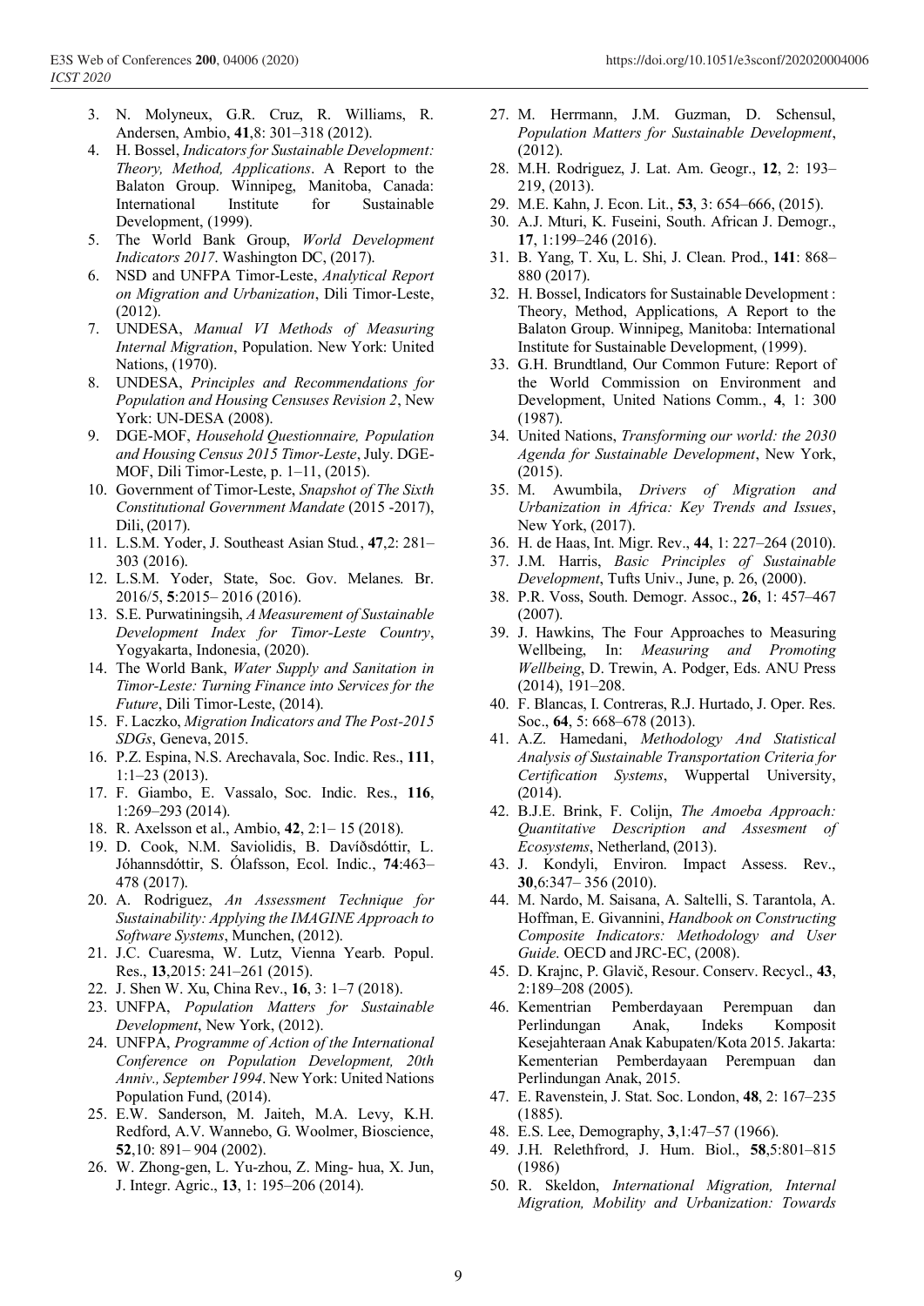3. N. Molyneux, G.R. Cruz, R. Williams, R. Andersen, Ambio, **41**,8: 301–318 (2012).
4. H. Bossel, *Indicators for Sustainable Development: Theory, Method, Applications*. A Report to the Balaton Group. Winnipeg, Manitoba, Canada: International Institute for Sustainable Development, (1999).
5. The World Bank Group, *World Development Indicators 2017*. Washington DC, (2017).
6. NSD and UNFPA Timor-Leste, *Analytical Report on Migration and Urbanization*, Dili Timor-Leste, (2012).
7. UNDESA, *Manual VI Methods of Measuring Internal Migration*, Population. New York: United Nations, (1970).
8. UNDESA, *Principles and Recommendations for Population and Housing Censuses Revision 2*, New York: UN-DESA (2008).
9. DGE-MOF, *Household Questionnaire, Population and Housing Census 2015 Timor-Leste*, July. DGE-MOF, Dili Timor-Leste, p. 1–11, (2015).
10. Government of Timor-Leste, *Snapshot of The Sixth Constitutional Government Mandate* (2015 -2017), Dili, (2017).
11. L.S.M. Yoder, J. Southeast Asian Stud., **47**,2: 281–303 (2016).
12. L.S.M. Yoder, State, Soc. Gov. Melanes. Br. 2016/5, **5**:2015– 2016 (2016).
13. S.E. Purwatiningsih, *A Measurement of Sustainable Development Index for Timor-Leste Country*, Yogyakarta, Indonesia, (2020).
14. The World Bank, *Water Supply and Sanitation in Timor-Leste: Turning Finance into Services for the Future*, Dili Timor-Leste, (2014).
15. F. Laczko, *Migration Indicators and The Post-2015 SDGs*, Geneva, 2015.
16. P.Z. Espina, N.S. Arechavala, Soc. Indic. Res., **111**, 1:1–23 (2013).
17. F. Giambo, E. Vassalo, Soc. Indic. Res., **116**, 1:269–293 (2014).
18. R. Axelsson et al., Ambio, **42**, 2:1– 15 (2018).
19. D. Cook, N.M. Saviolidis, B. Davíðsdóttir, L. Jóhannsdóttir, S. Ólafsson, Ecol. Indic., **74**:463–478 (2017).
20. A. Rodriguez, *An Assessment Technique for Sustainability: Applying the IMAGINE Approach to Software Systems*, Munchen, (2012).
21. J.C. Cuaresma, W. Lutz, Vienna Yearb. Popul. Res., **13**,2015: 241–261 (2015).
22. J. Shen W. Xu, China Rev., **16**, 3: 1–7 (2018).
23. UNFPA, *Population Matters for Sustainable Development*, New York, (2012).
24. UNFPA, *Programme of Action of the International Conference on Population Development, 20th Anniv., September 1994*. New York: United Nations Population Fund, (2014).
25. E.W. Sanderson, M. Jaiteh, M.A. Levy, K.H. Redford, A.V. Wannebo, G. Woolmer, Bioscience, **52**,10: 891– 904 (2002).
26. W. Zhong-gen, L. Yu-zhou, Z. Ming- hua, X. Jun, J. Integr. Agric., **13**, 1: 195–206 (2014).
27. M. Herrmann, J.M. Guzman, D. Schensul, *Population Matters for Sustainable Development*, (2012).
28. M.H. Rodriguez, J. Lat. Am. Geogr., **12**, 2: 193–219, (2013).
29. M.E. Kahn, J. Econ. Lit., **53**, 3: 654–666, (2015).
30. A.J. Mturi, K. Fuseini, South. African J. Demogr., **17**, 1:199–246 (2016).
31. B. Yang, T. Xu, L. Shi, J. Clean. Prod., **141**: 868–880 (2017).
32. H. Bossel, Indicators for Sustainable Development : Theory, Method, Applications, A Report to the Balaton Group. Winnipeg, Manitoba: International Institute for Sustainable Development, (1999).
33. G.H. Brundtland, Our Common Future: Report of the World Commission on Environment and Development, United Nations Comm., **4**, 1: 300 (1987).
34. United Nations, *Transforming our world: the 2030 Agenda for Sustainable Development*, New York, (2015).
35. M. Awumbila, *Drivers of Migration and Urbanization in Africa: Key Trends and Issues*, New York, (2017).
36. H. de Haas, Int. Migr. Rev., **44**, 1: 227–264 (2010).
37. J.M. Harris, *Basic Principles of Sustainable Development*, Tufts Univ., June, p. 26, (2000).
38. P.R. Voss, South. Demogr. Assoc., **26**, 1: 457–467 (2007).
39. J. Hawkins, The Four Approaches to Measuring Wellbeing, In: *Measuring and Promoting Wellbeing*, D. Trewin, A. Podger, Eds. ANU Press (2014), 191–208.
40. F. Blancas, I. Contreras, R.J. Hurtado, J. Oper. Res. Soc., **64**, 5: 668–678 (2013).
41. A.Z. Hamedani, *Methodology And Statistical Analysis of Sustainable Transportation Criteria for Certification Systems*, Wuppertal University, (2014).
42. B.J.E. Brink, F. Colijn, *The Amoeba Approach: Quantitative Description and Assesment of Ecosystems*, Netherland, (2013).
43. J. Kondyli, Environ. Impact Assess. Rev., **30**,6:347– 356 (2010).
44. M. Nardo, M. Saisana, A. Saltelli, S. Tarantola, A. Hoffman, E. Givannini, *Handbook on Constructing Composite Indicators: Methodology and User Guide*. OECD and JRC-EC, (2008).
45. D. Krajnc, P. Glavič, Resour. Conserv. Recycl., **43**, 2:189–208 (2005).
46. Kementrian Pemberdayaan Perempuan dan Perlindungan Anak, Indeks Komposit Kesejahteraan Anak Kabupaten/Kota 2015. Jakarta: Kementerian Pemberdayaan Perempuan dan Perlindungan Anak, 2015.
47. E. Ravenstein, J. Stat. Soc. London, **48**, 2: 167–235 (1885).
48. E.S. Lee, Demography, **3**,1:47–57 (1966).
49. J.H. Relethfrord, J. Hum. Biol., **58**,5:801–815 (1986)
50. R. Skeldon, *International Migration, Internal Migration, Mobility and Urbanization: Towards*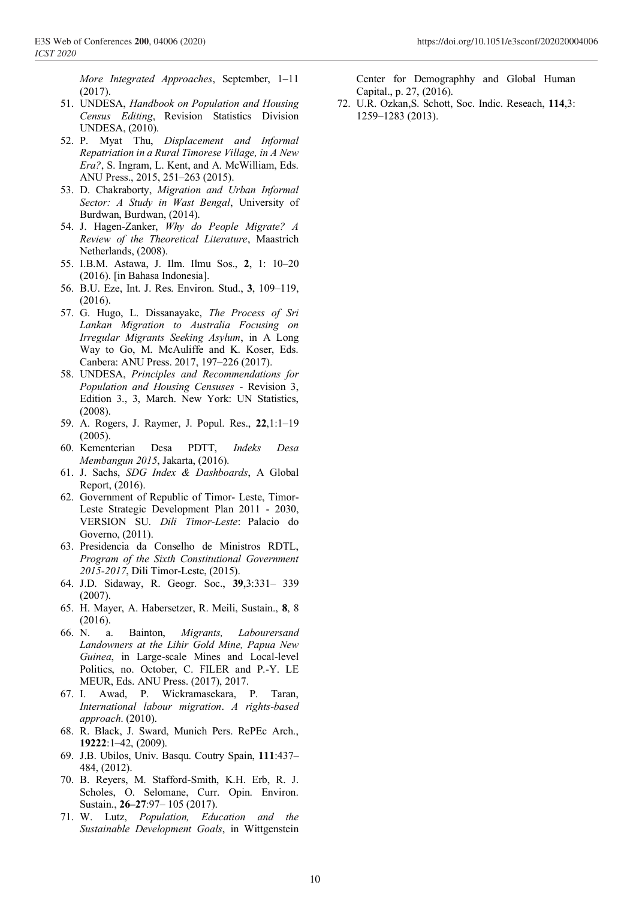*More Integrated Approaches*, September, 1–11 (2017).

51. UNDESA, *Handbook on Population and Housing Census Editing*, Revision Statistics Division UNDESA, (2010).
52. P. Myat Thu, *Displacement and Informal Repatriation in a Rural Timorese Village, in A New Era?*, S. Ingram, L. Kent, and A. McWilliam, Eds. ANU Press., 2015, 251–263 (2015).
53. D. Chakraborty, *Migration and Urban Informal Sector: A Study in Wast Bengal*, University of Burdwan, Burdwan, (2014).
54. J. Hagen-Zanker, *Why do People Migrate? A Review of the Theoretical Literature*, Maastrich Netherlands, (2008).
55. I.B.M. Astawa, J. Ilm. Ilmu Sos., **2**, 1: 10–20 (2016). [in Bahasa Indonesia].
56. B.U. Eze, Int. J. Res. Environ. Stud., **3**, 109–119, (2016).
57. G. Hugo, L. Dissanayake, *The Process of Sri Lankan Migration to Australia Focusing on Irregular Migrants Seeking Asylum*, in A Long Way to Go, M. McAuliffe and K. Koser, Eds. Canbera: ANU Press. 2017, 197–226 (2017).
58. UNDESA, *Principles and Recommendations for Population and Housing Censuses* - Revision 3, Edition 3., 3, March. New York: UN Statistics, (2008).
59. A. Rogers, J. Raymer, J. Popul. Res., **22**,1:1–19 (2005).
60. Kementerian Desa PDTT, *Indeks Desa Membangun 2015*, Jakarta, (2016).
61. J. Sachs, *SDG Index & Dashboards*, A Global Report, (2016).
62. Government of Republic of Timor- Leste, Timor-Leste Strategic Development Plan 2011 - 2030, VERSION SU. *Dili Timor-Leste*: Palacio do Governo, (2011).
63. Presidencia da Conselho de Ministros RDTL, *Program of the Sixth Constitutional Government 2015-2017*, Dili Timor-Leste, (2015).
64. J.D. Sidaway, R. Geogr. Soc., **39**,3:331– 339 (2007).
65. H. Mayer, A. Habersetzer, R. Meili, Sustain., **8**, 8 (2016).
66. N. a. Bainton, *Migrants, Laboureersand Landowners at the Lihir Gold Mine, Papua New Guinea*, in Large-scale Mines and Local-level Politics, no. October, C. FILER and P.-Y. LE MEUR, Eds. ANU Press. (2017), 2017.
67. I. Awad, P. Wickramasekara, P. Taran, *International labour migration*. *A rights-based approach*. (2010).
68. R. Black, J. Sward, Munich Pers. RePEc Arch., **19222**:1–42, (2009).
69. J.B. Ubilos, Univ. Basqu. Coutry Spain, **111**:437–484, (2012).
70. B. Reyers, M. Stafford-Smith, K.H. Erb, R. J. Scholes, O. Selomane, Curr. Opin. Environ. Sustain., **26–27**:97– 105 (2017).
71. W. Lutz, *Population, Education and the Sustainable Development Goals*, in Wittgenstein Center for Demographhy and Global Human Capital., p. 27, (2016).
72. U.R. Ozkan,S. Schott, Soc. Indic. Reseach, **114**,3: 1259–1283 (2013).